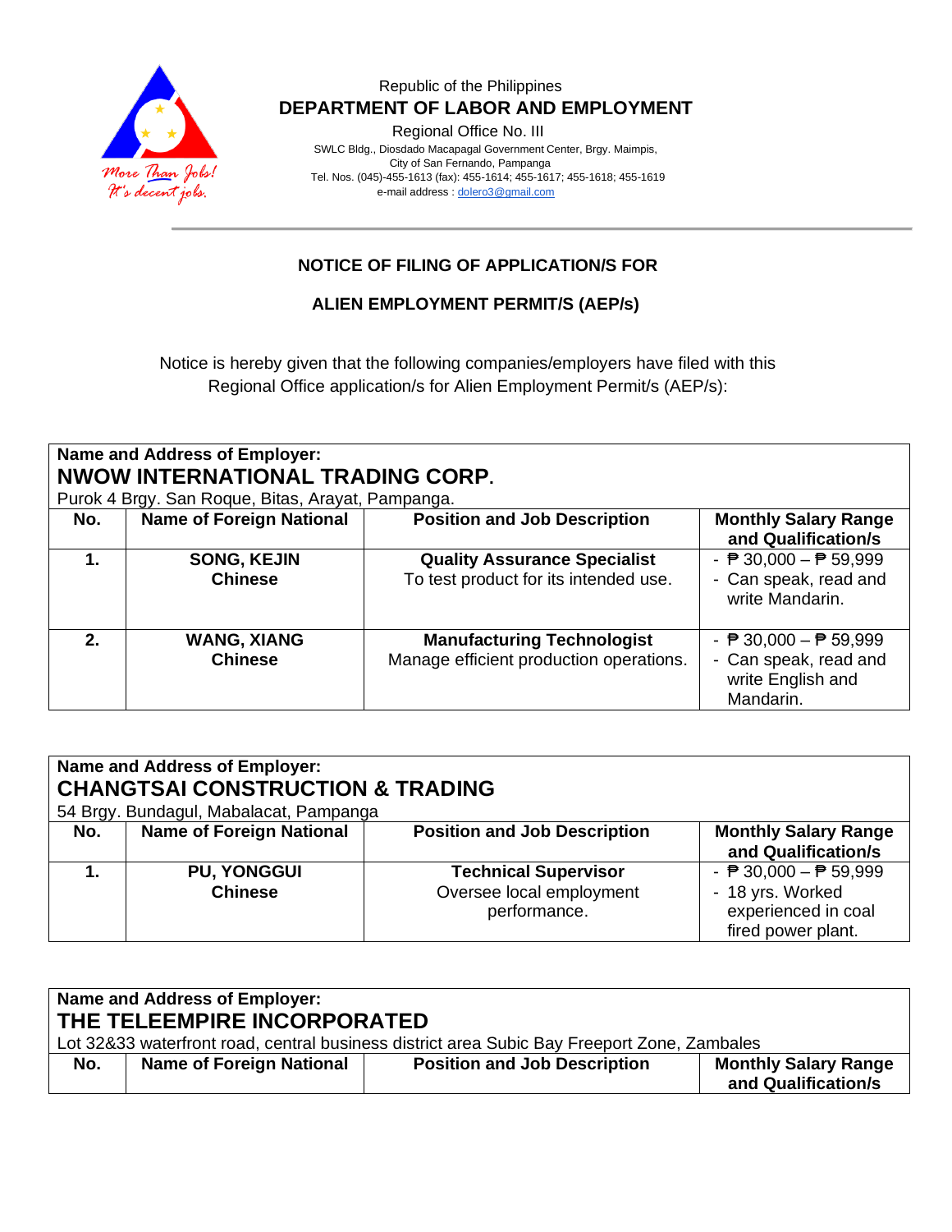Republic of the Philippines

**DEPARTMENT OF LABOR AND EMPLOYMENT**

Regional Office No. III

SWLC Bldg., Diosdado Macapagal Government Center, Brgy. Maimpis,
City of San Fernando, Pampanga
Tel. Nos. (045)-455-1613 (fax): 455-1614; 455-1617; 455-1618; 455-1619
e-mail address : dolero3@gmail.com

## NOTICE OF FILING OF APPLICATION/S FOR

## ALIEN EMPLOYMENT PERMIT/S (AEP/s)

Notice is hereby given that the following companies/employers have filed with this Regional Office application/s for Alien Employment Permit/s (AEP/s):

**Name and Address of Employer:**
**NWOW INTERNATIONAL TRADING CORP.**
Purok 4 Brgy. San Roque, Bitas, Arayat, Pampanga.

| No. | Name of Foreign National | Position and Job Description | Monthly Salary Range and Qualification/s |
|---|---|---|---|
| **1.** | **SONG, KEJIN** **Chinese** | **Quality Assurance Specialist** To test product for its intended use. | - ₱ 30,000 – ₱ 59,999 - Can speak, read and write Mandarin. |
| **2.** | **WANG, XIANG** **Chinese** | **Manufacturing Technologist** Manage efficient production operations. | - ₱ 30,000 – ₱ 59,999 - Can speak, read and write English and Mandarin. |

**Name and Address of Employer:**
**CHANGTSAI CONSTRUCTION & TRADING**
54 Brgy. Bundagul, Mabalacat, Pampanga

| No. | Name of Foreign National | Position and Job Description | Monthly Salary Range and Qualification/s |
|---|---|---|---|
| **1.** | **PU, YONGGUI** **Chinese** | **Technical Supervisor** Oversee local employment performance. | - ₱ 30,000 – ₱ 59,999 - 18 yrs. Worked experienced in coal fired power plant. |

**Name and Address of Employer:**
**THE TELEEMPIRE INCORPORATED**
Lot 32&33 waterfront road, central business district area Subic Bay Freeport Zone, Zambales

| No. | Name of Foreign National | Position and Job Description | Monthly Salary Range and Qualification/s |
|---|---|---|---|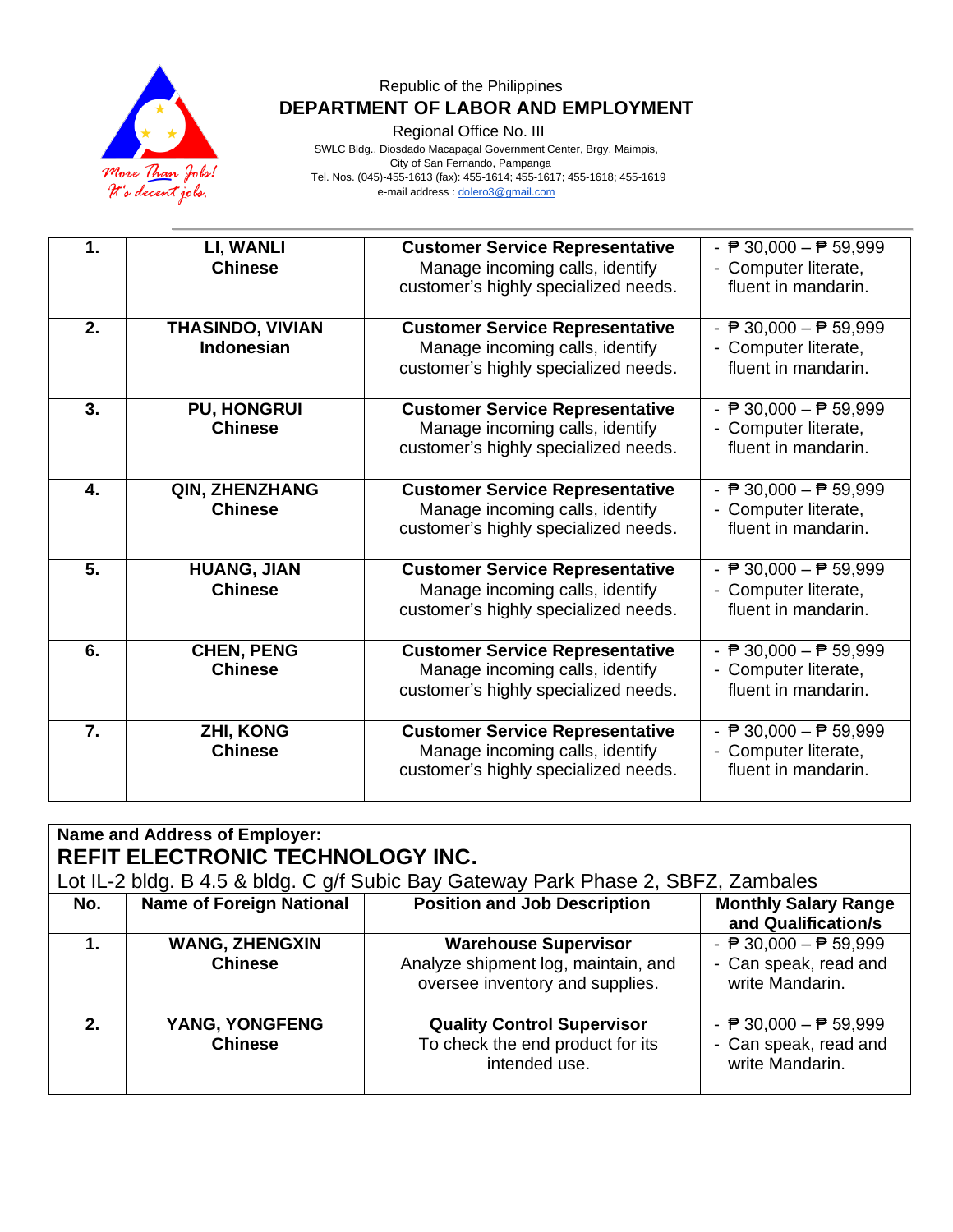Republic of the Philippines
**DEPARTMENT OF LABOR AND EMPLOYMENT**
Regional Office No. III
SWLC Bldg., Diosdado Macapagal Government Center, Brgy. Maimpis,
City of San Fernando, Pampanga
Tel. Nos. (045)-455-1613 (fax): 455-1614; 455-1617; 455-1618; 455-1619
e-mail address : dolero3@gmail.com

| | | | |
|---|---|---|---|
| **1.** | **LI, WANLI**<br>**Chinese** | **Customer Service Representative**<br>Manage incoming calls, identify customer's highly specialized needs. | - ₱ 30,000 – ₱ 59,999<br>- Computer literate, fluent in mandarin. |
| **2.** | **THASINDO, VIVIAN**<br>**Indonesian** | **Customer Service Representative**<br>Manage incoming calls, identify customer's highly specialized needs. | - ₱ 30,000 – ₱ 59,999<br>- Computer literate, fluent in mandarin. |
| **3.** | **PU, HONGRUI**<br>**Chinese** | **Customer Service Representative**<br>Manage incoming calls, identify customer's highly specialized needs. | - ₱ 30,000 – ₱ 59,999<br>- Computer literate, fluent in mandarin. |
| **4.** | **QIN, ZHENZHANG**<br>**Chinese** | **Customer Service Representative**<br>Manage incoming calls, identify customer's highly specialized needs. | - ₱ 30,000 – ₱ 59,999<br>- Computer literate, fluent in mandarin. |
| **5.** | **HUANG, JIAN**<br>**Chinese** | **Customer Service Representative**<br>Manage incoming calls, identify customer's highly specialized needs. | - ₱ 30,000 – ₱ 59,999<br>- Computer literate, fluent in mandarin. |
| **6.** | **CHEN, PENG**<br>**Chinese** | **Customer Service Representative**<br>Manage incoming calls, identify customer's highly specialized needs. | - ₱ 30,000 – ₱ 59,999<br>- Computer literate, fluent in mandarin. |
| **7.** | **ZHI, KONG**<br>**Chinese** | **Customer Service Representative**<br>Manage incoming calls, identify customer's highly specialized needs. | - ₱ 30,000 – ₱ 59,999<br>- Computer literate, fluent in mandarin. |

**Name and Address of Employer:**
**REFIT ELECTRONIC TECHNOLOGY INC.**
Lot IL-2 bldg. B 4.5 & bldg. C g/f Subic Bay Gateway Park Phase 2, SBFZ, Zambales

| No. | Name of Foreign National | Position and Job Description | Monthly Salary Range and Qualification/s |
|---|---|---|---|
| **1.** | **WANG, ZHENGXIN**<br>**Chinese** | **Warehouse Supervisor**<br>Analyze shipment log, maintain, and oversee inventory and supplies. | - ₱ 30,000 – ₱ 59,999<br>- Can speak, read and write Mandarin. |
| **2.** | **YANG, YONGFENG**<br>**Chinese** | **Quality Control Supervisor**<br>To check the end product for its intended use. | - ₱ 30,000 – ₱ 59,999<br>- Can speak, read and write Mandarin. |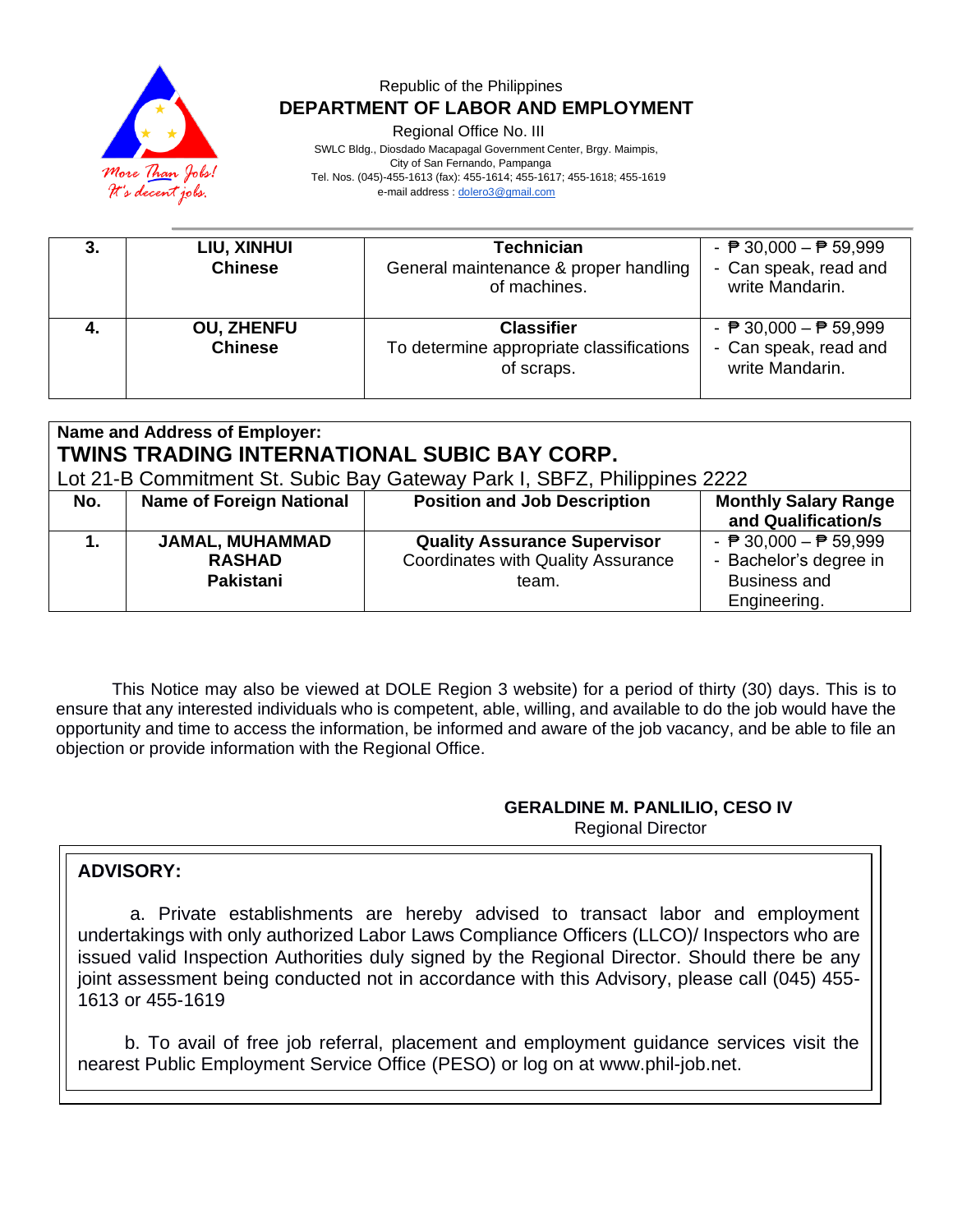Republic of the Philippines
**DEPARTMENT OF LABOR AND EMPLOYMENT**
Regional Office No. III
SWLC Bldg., Diosdado Macapagal Government Center, Brgy. Maimpis,
City of San Fernando, Pampanga
Tel. Nos. (045)-455-1613 (fax): 455-1614; 455-1617; 455-1618; 455-1619
e-mail address : dolero3@gmail.com

| | | | |
|---|---|---|---|
| **3.** | **LIU, XINHUI**<br>**Chinese** | **Technician**<br>General maintenance & proper handling of machines. | - ₱ 30,000 – ₱ 59,999<br>- Can speak, read and write Mandarin. |
| **4.** | **OU, ZHENFU**<br>**Chinese** | **Classifier**<br>To determine appropriate classifications of scraps. | - ₱ 30,000 – ₱ 59,999<br>- Can speak, read and write Mandarin. |

**Name and Address of Employer:**
**TWINS TRADING INTERNATIONAL SUBIC BAY CORP.**
Lot 21-B Commitment St. Subic Bay Gateway Park I, SBFZ, Philippines 2222

| No. | Name of Foreign National | Position and Job Description | Monthly Salary Range and Qualification/s |
|---|---|---|---|
| **1.** | **JAMAL, MUHAMMAD RASHAD**<br>**Pakistani** | **Quality Assurance Supervisor**<br>Coordinates with Quality Assurance team. | - ₱ 30,000 – ₱ 59,999<br>- Bachelor's degree in Business and Engineering. |

This Notice may also be viewed at DOLE Region 3 website) for a period of thirty (30) days. This is to ensure that any interested individuals who is competent, able, willing, and available to do the job would have the opportunity and time to access the information, be informed and aware of the job vacancy, and be able to file an objection or provide information with the Regional Office.

**GERALDINE M. PANLILIO, CESO IV**
Regional Director

**ADVISORY:**

a. Private establishments are hereby advised to transact labor and employment undertakings with only authorized Labor Laws Compliance Officers (LLCO)/ Inspectors who are issued valid Inspection Authorities duly signed by the Regional Director. Should there be any joint assessment being conducted not in accordance with this Advisory, please call (045) 455-1613 or 455-1619

b. To avail of free job referral, placement and employment guidance services visit the nearest Public Employment Service Office (PESO) or log on at www.phil-job.net.